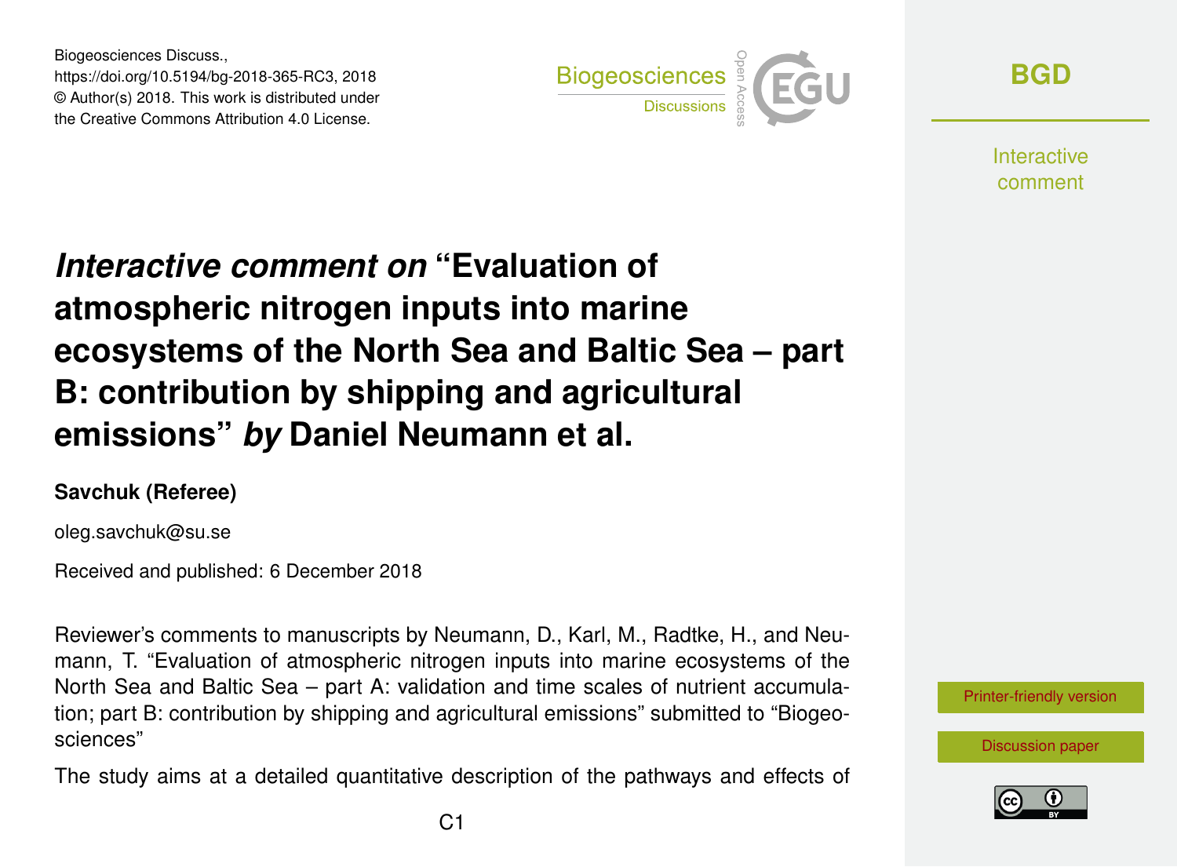# *Interactive comment on* "Evaluation of atmospheric nitrogen inputs into marine ecosystems of the North Sea and Baltic Sea – part B: contribution by shipping and agricultural emissions" *by* Daniel Neumann et al.

**Savchuk (Referee)**

oleg.savchuk@su.se

Received and published: 6 December 2018

Reviewer's comments to manuscripts by Neumann, D., Karl, M., Radtke, H., and Neumann, T. "Evaluation of atmospheric nitrogen inputs into marine ecosystems of the North Sea and Baltic Sea – part A: validation and time scales of nutrient accumulation; part B: contribution by shipping and agricultural emissions" submitted to "Biogeosciences"

The study aims at a detailed quantitative description of the pathways and effects of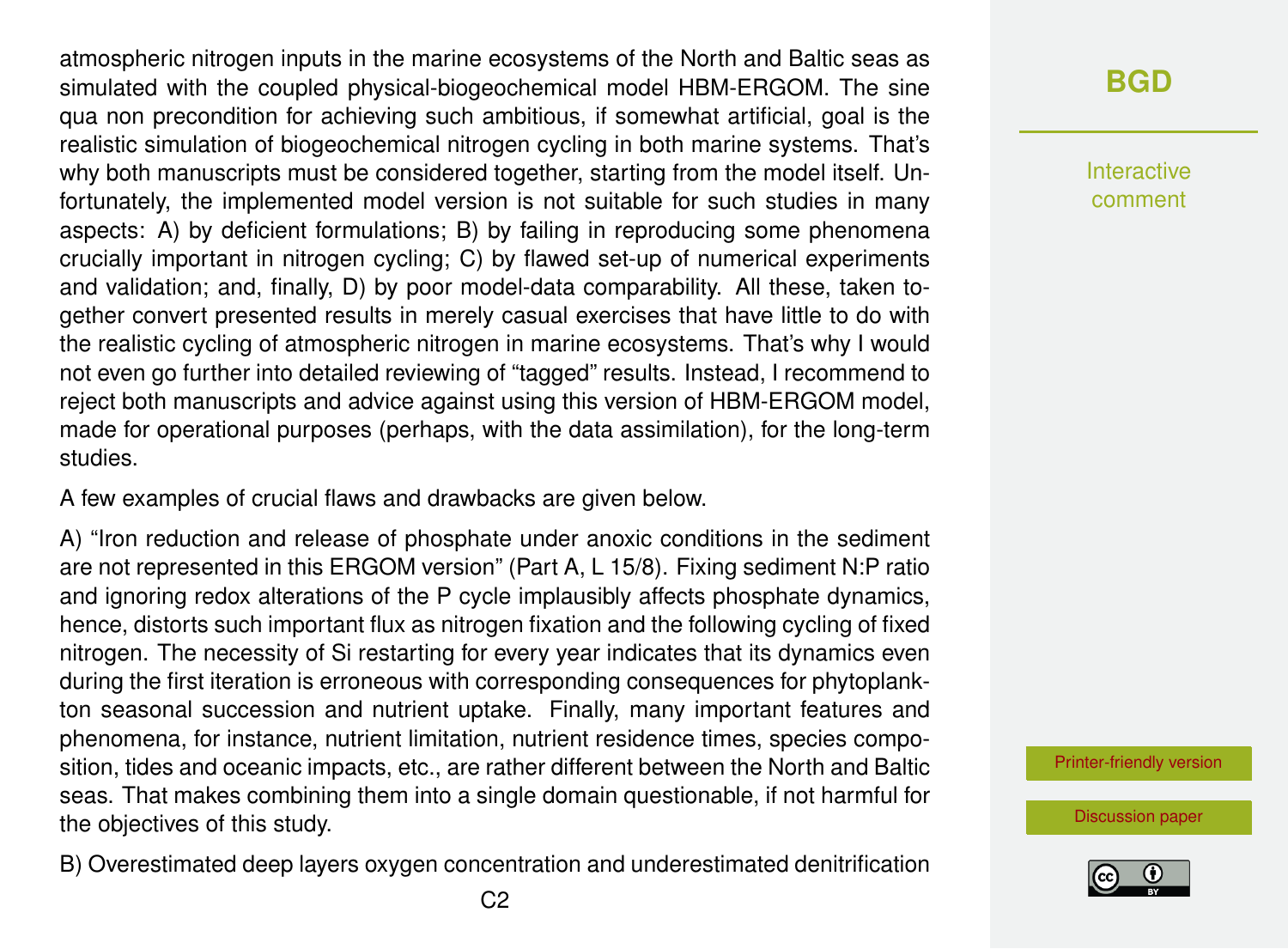atmospheric nitrogen inputs in the marine ecosystems of the North and Baltic seas as simulated with the coupled physical-biogeochemical model HBM-ERGOM. The sine qua non precondition for achieving such ambitious, if somewhat artificial, goal is the realistic simulation of biogeochemical nitrogen cycling in both marine systems. That's why both manuscripts must be considered together, starting from the model itself. Unfortunately, the implemented model version is not suitable for such studies in many aspects: A) by deficient formulations; B) by failing in reproducing some phenomena crucially important in nitrogen cycling; C) by flawed set-up of numerical experiments and validation; and, finally, D) by poor model-data comparability. All these, taken together convert presented results in merely casual exercises that have little to do with the realistic cycling of atmospheric nitrogen in marine ecosystems. That's why I would not even go further into detailed reviewing of "tagged" results. Instead, I recommend to reject both manuscripts and advice against using this version of HBM-ERGOM model, made for operational purposes (perhaps, with the data assimilation), for the long-term studies.

A few examples of crucial flaws and drawbacks are given below.

A) "Iron reduction and release of phosphate under anoxic conditions in the sediment are not represented in this ERGOM version" (Part A, L 15/8). Fixing sediment N:P ratio and ignoring redox alterations of the P cycle implausibly affects phosphate dynamics, hence, distorts such important flux as nitrogen fixation and the following cycling of fixed nitrogen. The necessity of Si restarting for every year indicates that its dynamics even during the first iteration is erroneous with corresponding consequences for phytoplankton seasonal succession and nutrient uptake. Finally, many important features and phenomena, for instance, nutrient limitation, nutrient residence times, species composition, tides and oceanic impacts, etc., are rather different between the North and Baltic seas. That makes combining them into a single domain questionable, if not harmful for the objectives of this study.

B) Overestimated deep layers oxygen concentration and underestimated denitrification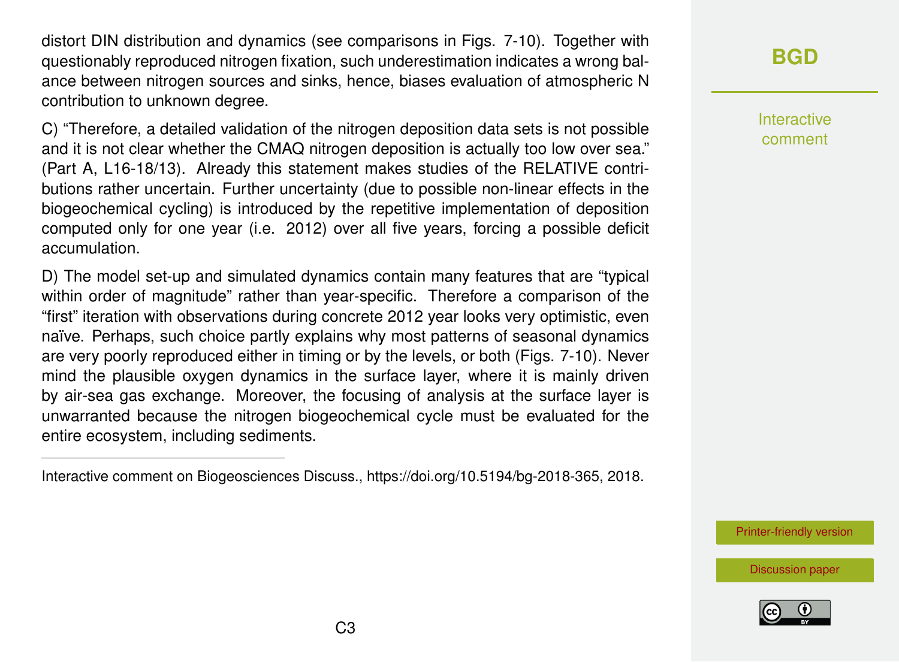distort DIN distribution and dynamics (see comparisons in Figs. 7-10). Together with questionably reproduced nitrogen fixation, such underestimation indicates a wrong balance between nitrogen sources and sinks, hence, biases evaluation of atmospheric N contribution to unknown degree.

C) "Therefore, a detailed validation of the nitrogen deposition data sets is not possible and it is not clear whether the CMAQ nitrogen deposition is actually too low over sea." (Part A, L16-18/13). Already this statement makes studies of the RELATIVE contributions rather uncertain. Further uncertainty (due to possible non-linear effects in the biogeochemical cycling) is introduced by the repetitive implementation of deposition computed only for one year (i.e. 2012) over all five years, forcing a possible deficit accumulation.

D) The model set-up and simulated dynamics contain many features that are "typical within order of magnitude" rather than year-specific. Therefore a comparison of the "first" iteration with observations during concrete 2012 year looks very optimistic, even naïve. Perhaps, such choice partly explains why most patterns of seasonal dynamics are very poorly reproduced either in timing or by the levels, or both (Figs. 7-10). Never mind the plausible oxygen dynamics in the surface layer, where it is mainly driven by air-sea gas exchange. Moreover, the focusing of analysis at the surface layer is unwarranted because the nitrogen biogeochemical cycle must be evaluated for the entire ecosystem, including sediments.

---

Interactive comment on Biogeosciences Discuss., https://doi.org/10.5194/bg-2018-365, 2018.